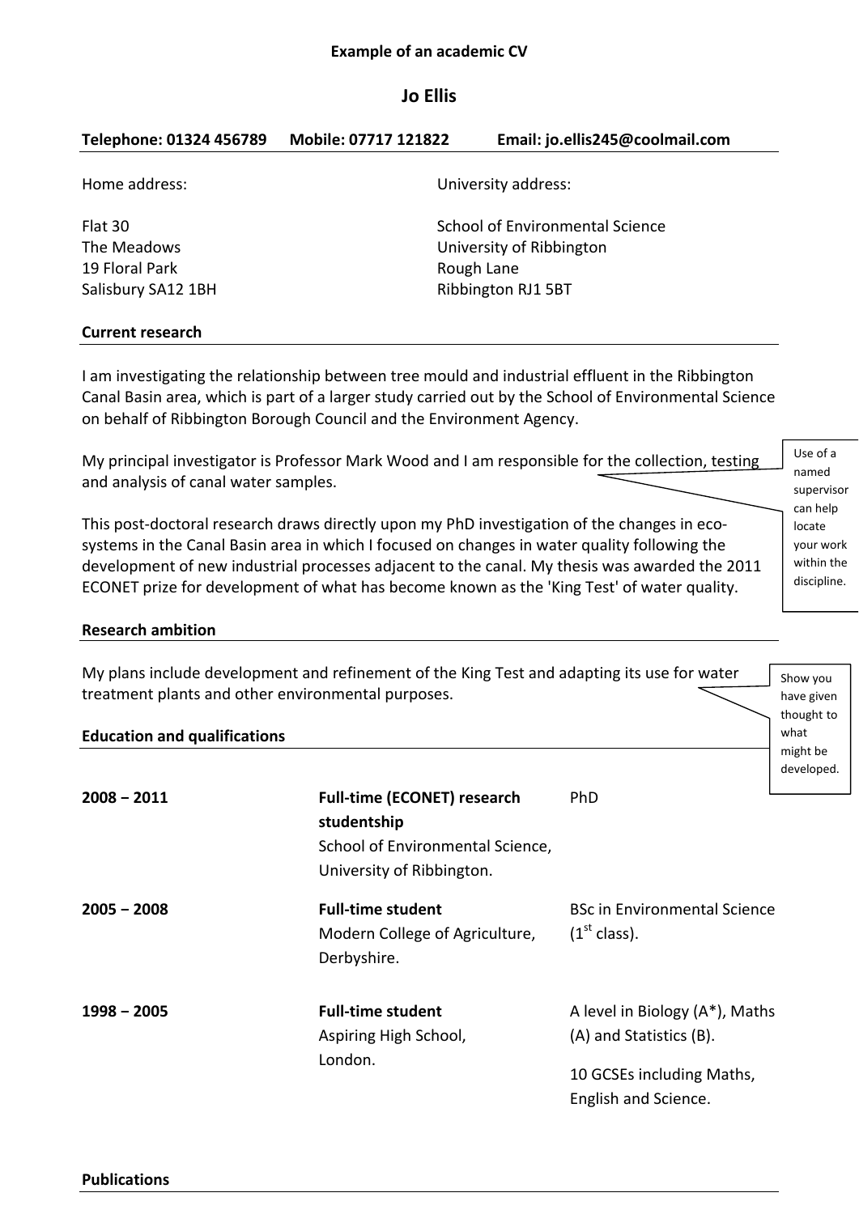**Example of an academic CV**

# Jo Ellis

**Telephone: 01324 456789 Mobile: 07717 121822 Email: jo.ellis245@coolmail.com**

Home address:

Flat 30
The Meadows
19 Floral Park
Salisbury SA12 1BH

University address:

School of Environmental Science
University of Ribbington
Rough Lane
Ribbington RJ1 5BT

## Current research

I am investigating the relationship between tree mould and industrial effluent in the Ribbington Canal Basin area, which is part of a larger study carried out by the School of Environmental Science on behalf of Ribbington Borough Council and the Environment Agency.

My principal investigator is Professor Mark Wood and I am responsible for the collection, testing and analysis of canal water samples.

> Use of a named supervisor can help locate your work within the discipline.

This post-doctoral research draws directly upon my PhD investigation of the changes in eco-systems in the Canal Basin area in which I focused on changes in water quality following the development of new industrial processes adjacent to the canal. My thesis was awarded the 2011 ECONET prize for development of what has become known as the 'King Test' of water quality.

## Research ambition

My plans include development and refinement of the King Test and adapting its use for water treatment plants and other environmental purposes.

> Show you have given thought to what might be developed.

## Education and qualifications

| | | |
|---|---|---|
| **2008 – 2011** | **Full-time (ECONET) research studentship** School of Environmental Science, University of Ribbington. | PhD |
| **2005 – 2008** | **Full-time student** Modern College of Agriculture, Derbyshire. | BSc in Environmental Science (1st class). |
| **1998 – 2005** | **Full-time student** Aspiring High School, London. | A level in Biology (A*), Maths (A) and Statistics (B). 10 GCSEs including Maths, English and Science. |

## Publications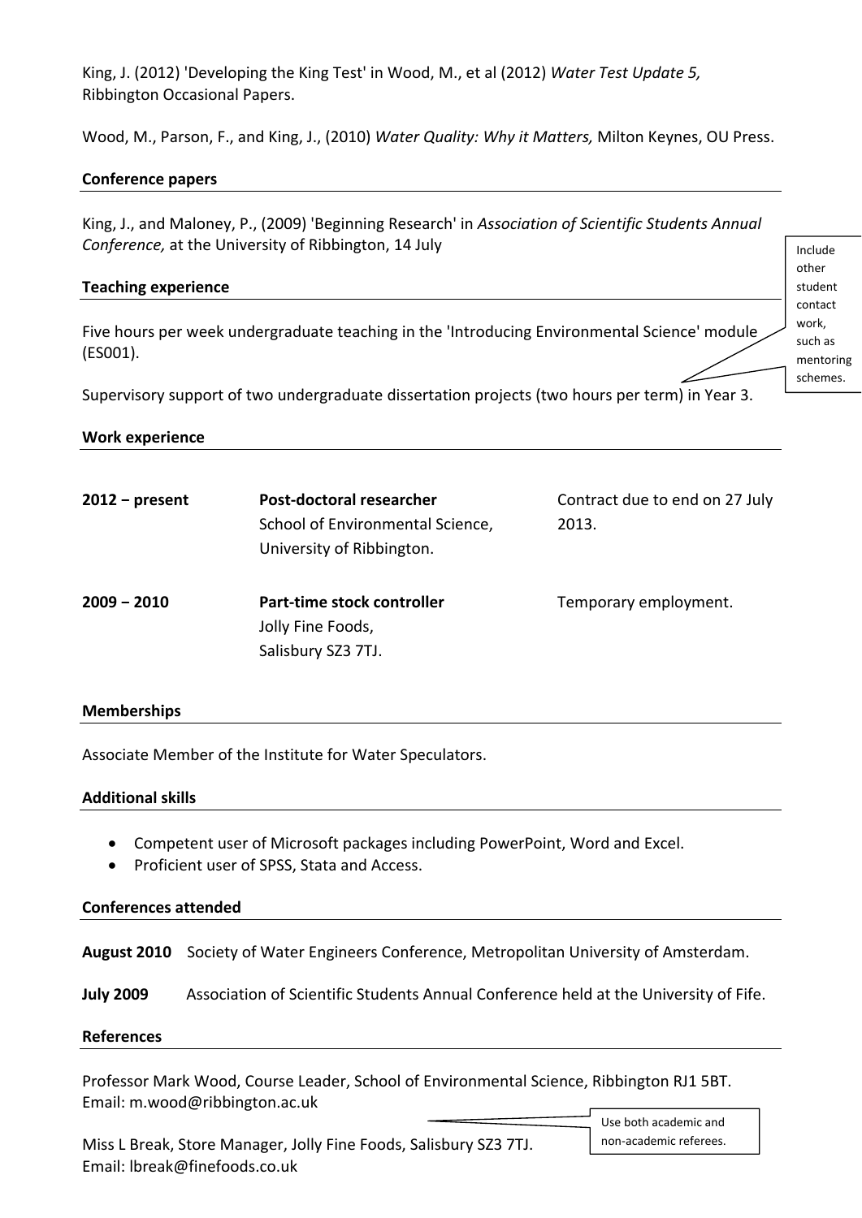King, J. (2012) 'Developing the King Test' in Wood, M., et al (2012) *Water Test Update 5,* Ribbington Occasional Papers.

Wood, M., Parson, F., and King, J., (2010) *Water Quality: Why it Matters,* Milton Keynes, OU Press.

**Conference papers**

King, J., and Maloney, P., (2009) 'Beginning Research' in *Association of Scientific Students Annual Conference,* at the University of Ribbington, 14 July

**Teaching experience**

Five hours per week undergraduate teaching in the 'Introducing Environmental Science' module (ES001).

Supervisory support of two undergraduate dissertation projects (two hours per term) in Year 3.

Include other student contact work, such as mentoring schemes.

**Work experience**

| | | |
|---|---|---|
| **2012 – present** | **Post-doctoral researcher** School of Environmental Science, University of Ribbington. | Contract due to end on 27 July 2013. |
| **2009 – 2010** | **Part-time stock controller** Jolly Fine Foods, Salisbury SZ3 7TJ. | Temporary employment. |

**Memberships**

Associate Member of the Institute for Water Speculators.

**Additional skills**

- Competent user of Microsoft packages including PowerPoint, Word and Excel.
- Proficient user of SPSS, Stata and Access.

**Conferences attended**

**August 2010** Society of Water Engineers Conference, Metropolitan University of Amsterdam.

**July 2009** Association of Scientific Students Annual Conference held at the University of Fife.

**References**

Professor Mark Wood, Course Leader, School of Environmental Science, Ribbington RJ1 5BT.
Email: m.wood@ribbington.ac.uk

Miss L Break, Store Manager, Jolly Fine Foods, Salisbury SZ3 7TJ.
Email: lbreak@finefoods.co.uk

Use both academic and non-academic referees.